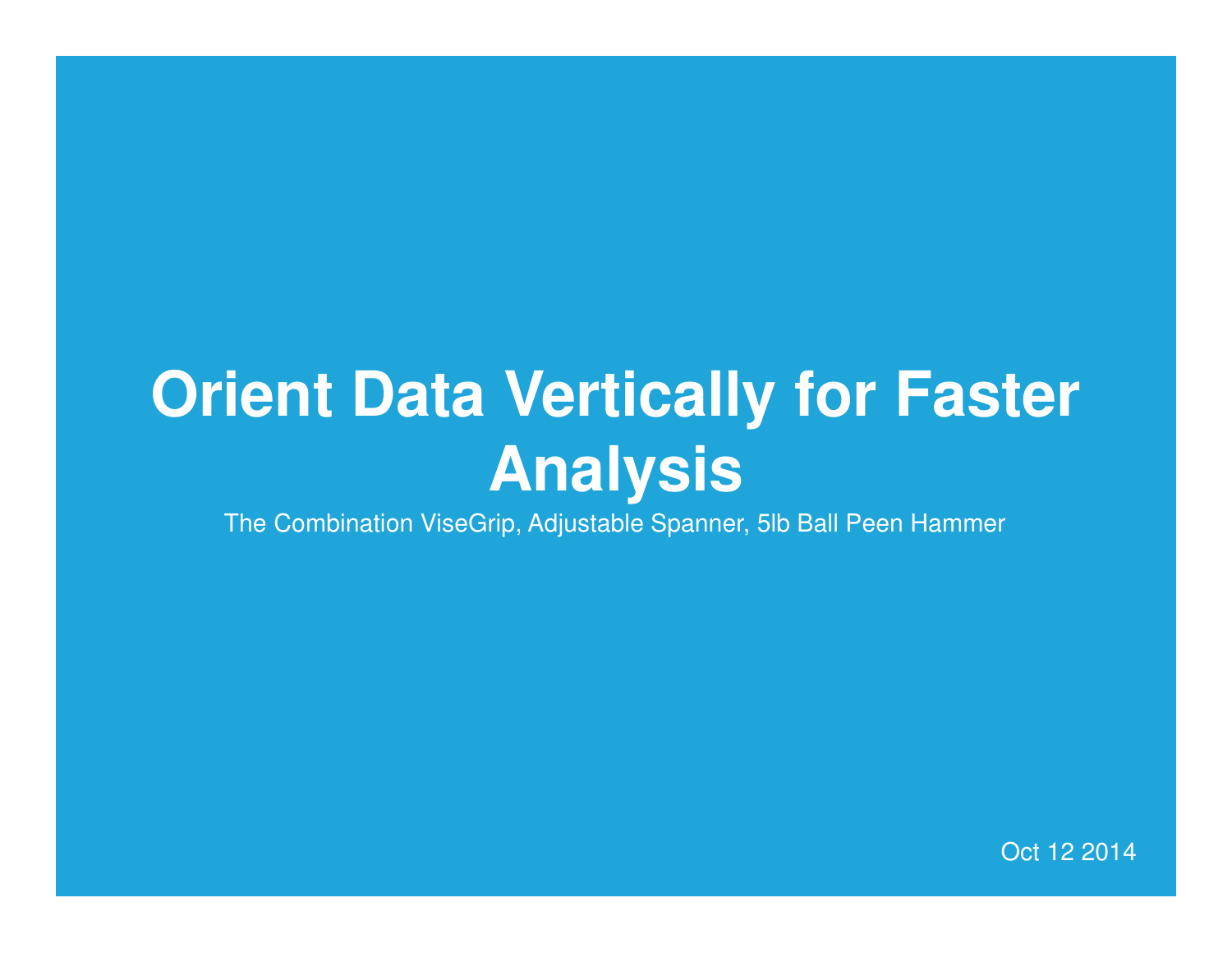# Orient Data Vertically for Faster Analysis

The Combination ViseGrip, Adjustable Spanner, 5lb Ball Peen Hammer

Oct 12 2014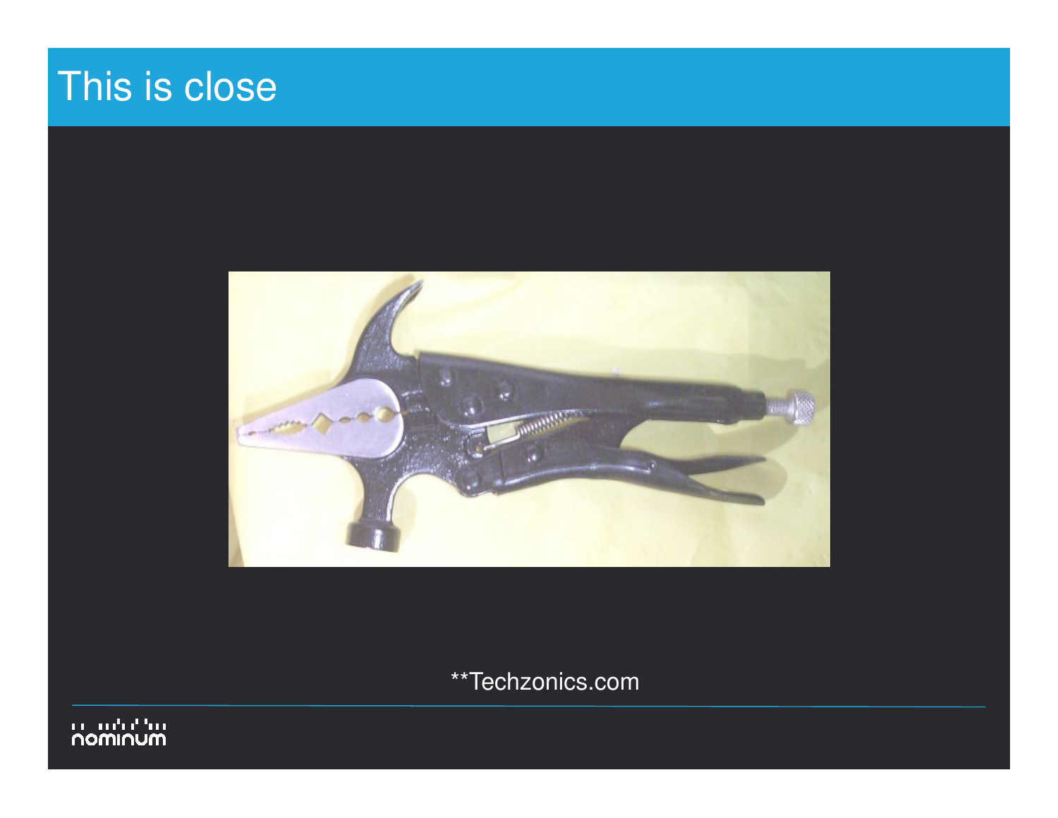# This is close

**Techzonics.com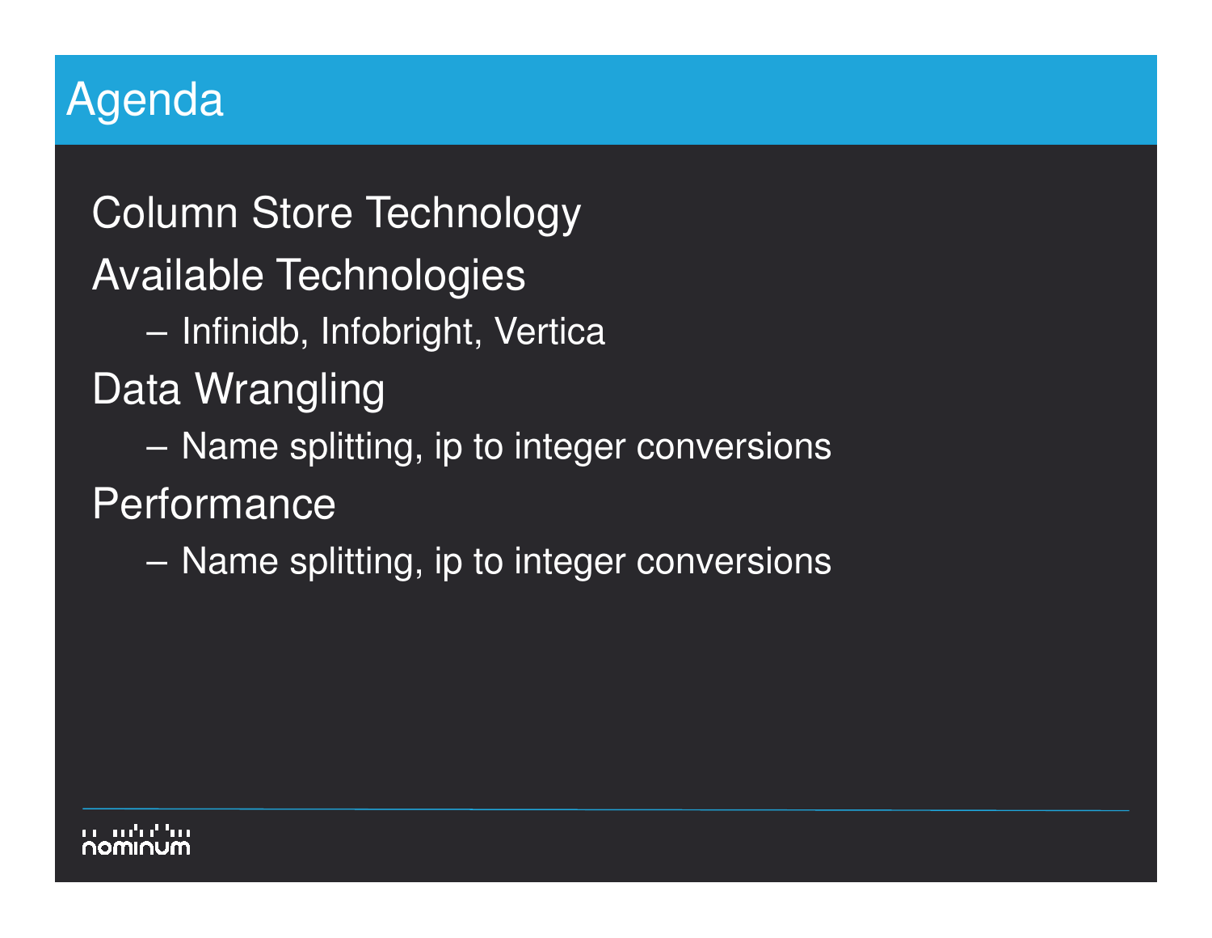# Agenda

- Column Store Technology
- Available Technologies
  - Infinidb, Infobright, Vertica
- Data Wrangling
  - Name splitting, ip to integer conversions
- Performance
  - Name splitting, ip to integer conversions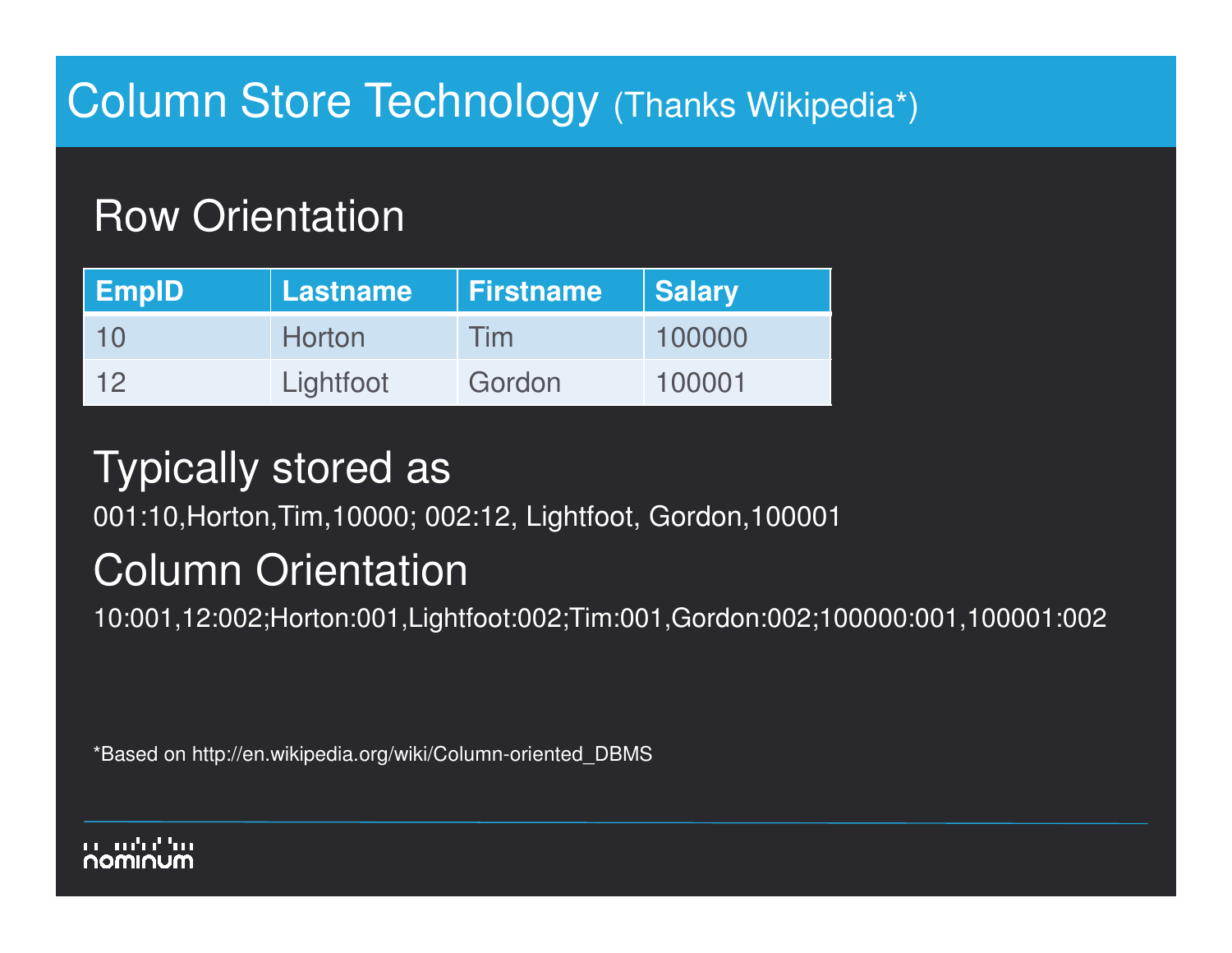# Column Store Technology (Thanks Wikipedia*)

## Row Orientation

| EmpID | Lastname | Firstname | Salary |
|---|---|---|---|
| 10 | Horton | Tim | 100000 |
| 12 | Lightfoot | Gordon | 100001 |

## Typically stored as

001:10,Horton,Tim,10000; 002:12, Lightfoot, Gordon,100001

## Column Orientation

10:001,12:002;Horton:001,Lightfoot:002;Tim:001,Gordon:002;100000:001,100001:002

*Based on http://en.wikipedia.org/wiki/Column-oriented_DBMS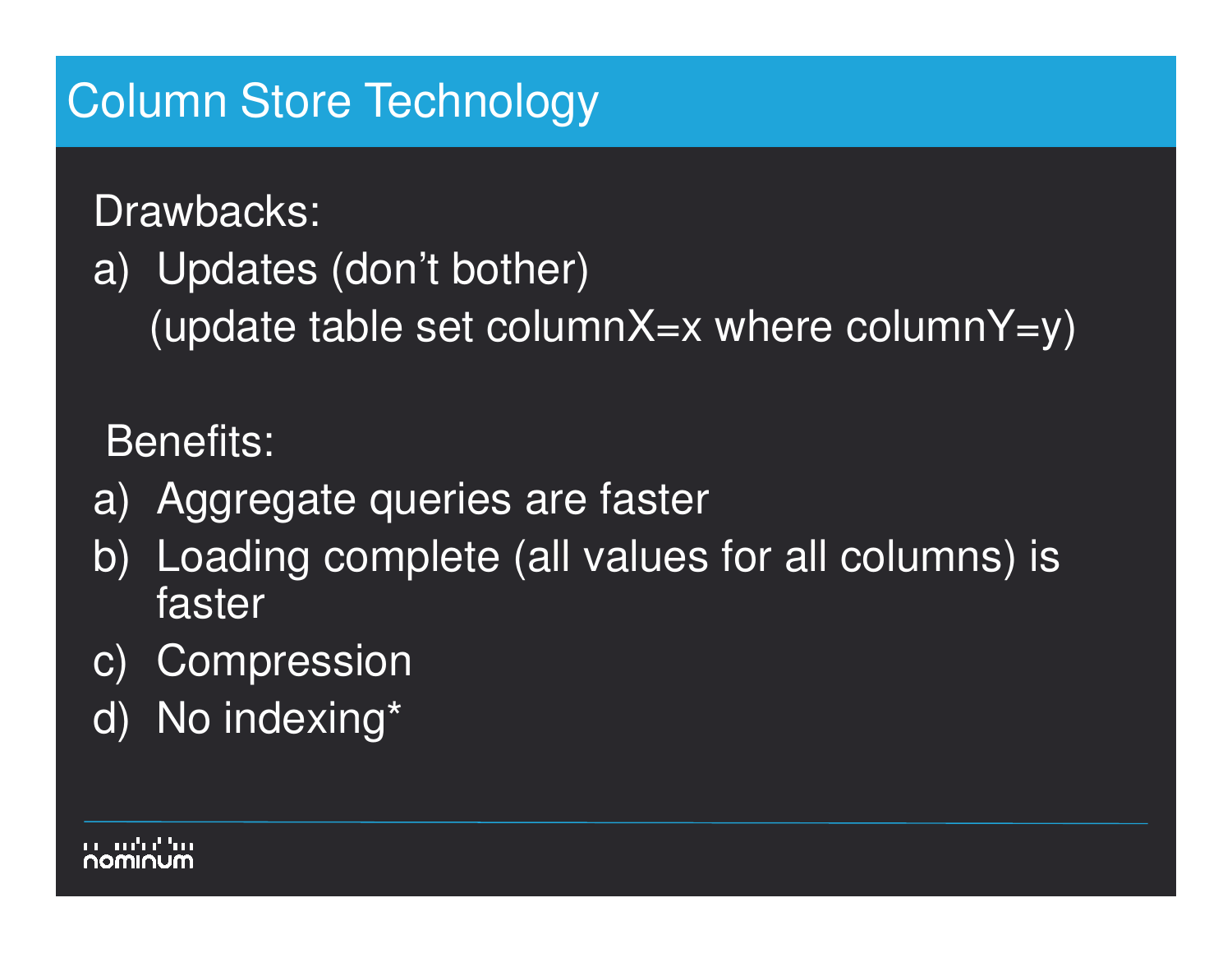# Column Store Technology

Drawbacks:

a) Updates (don't bother)
   (update table set columnX=x where columnY=y)

Benefits:

a) Aggregate queries are faster
b) Loading complete (all values for all columns) is faster
c) Compression
d) No indexing*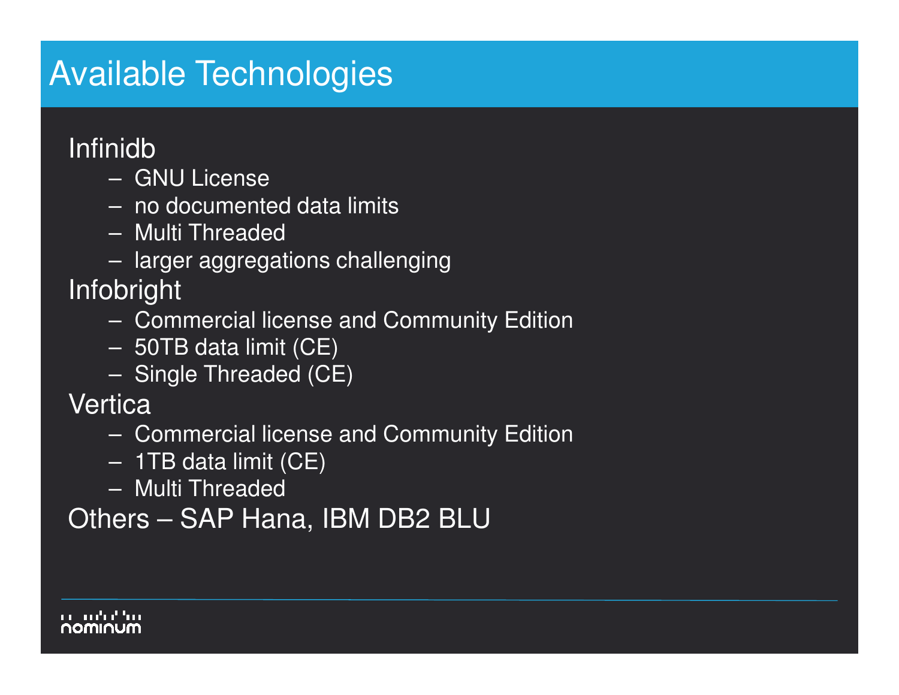# Available Technologies

- Infinidb
  - GNU License
  - no documented data limits
  - Multi Threaded
  - larger aggregations challenging
- Infobright
  - Commercial license and Community Edition
  - 50TB data limit (CE)
  - Single Threaded (CE)
- Vertica
  - Commercial license and Community Edition
  - 1TB data limit (CE)
  - Multi Threaded
- Others – SAP Hana, IBM DB2 BLU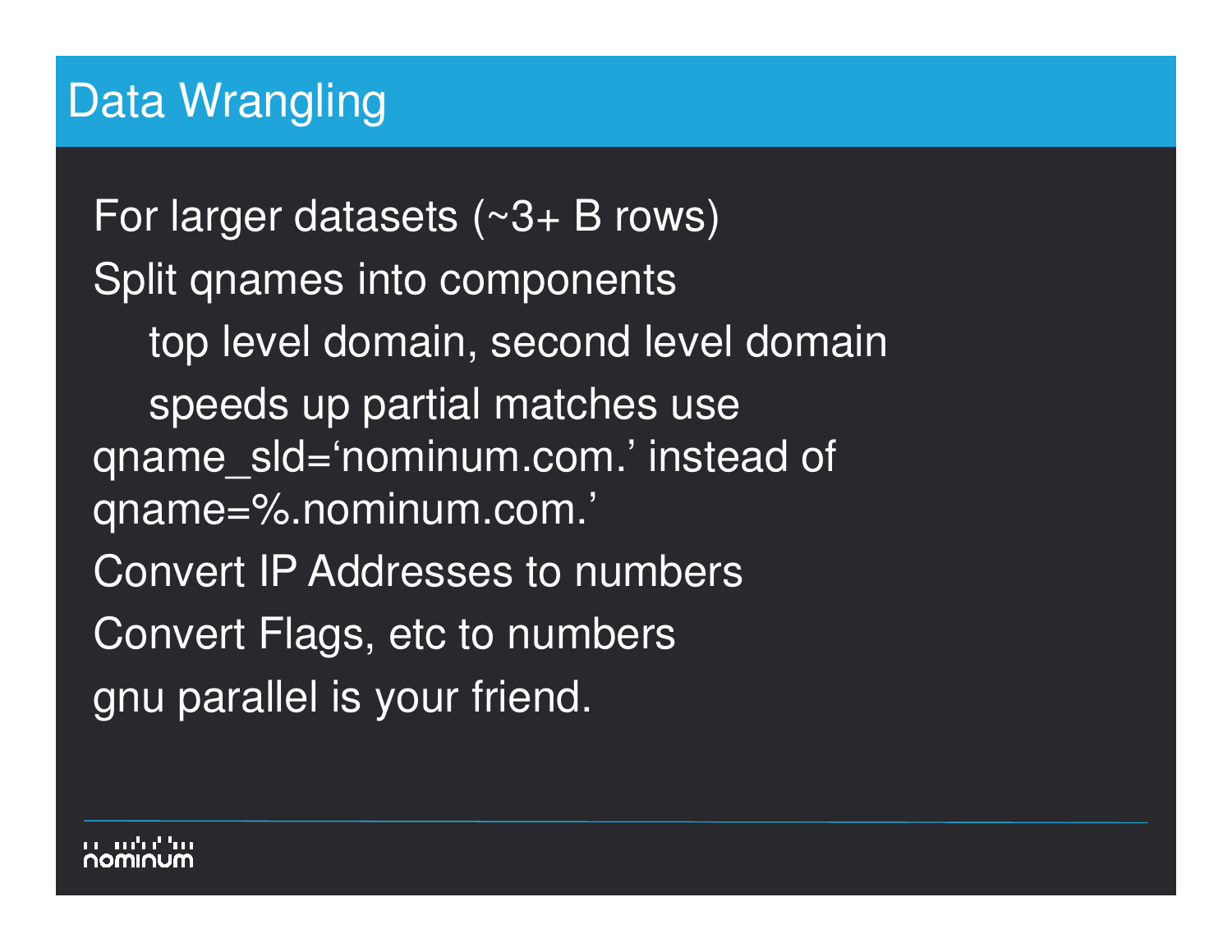# Data Wrangling

For larger datasets (~3+ B rows)

Split qnames into components

- top level domain, second level domain
- speeds up partial matches use qname_sld='nominum.com.' instead of qname=%.nominum.com.'

Convert IP Addresses to numbers

Convert Flags, etc to numbers

gnu parallel is your friend.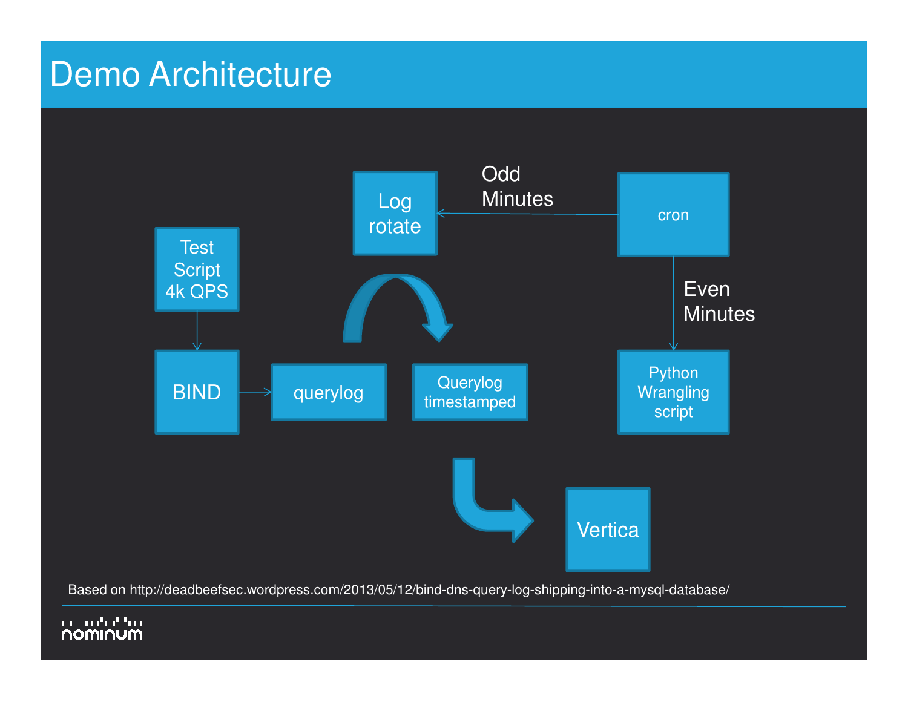# Demo Architecture

Log rotate

Odd Minutes

cron

Test Script 4k QPS

Even Minutes

BIND

querylog

Querylog timestamped

Python Wrangling script

Vertica

Based on http://deadbeefsec.wordpress.com/2013/05/12/bind-dns-query-log-shipping-into-a-mysql-database/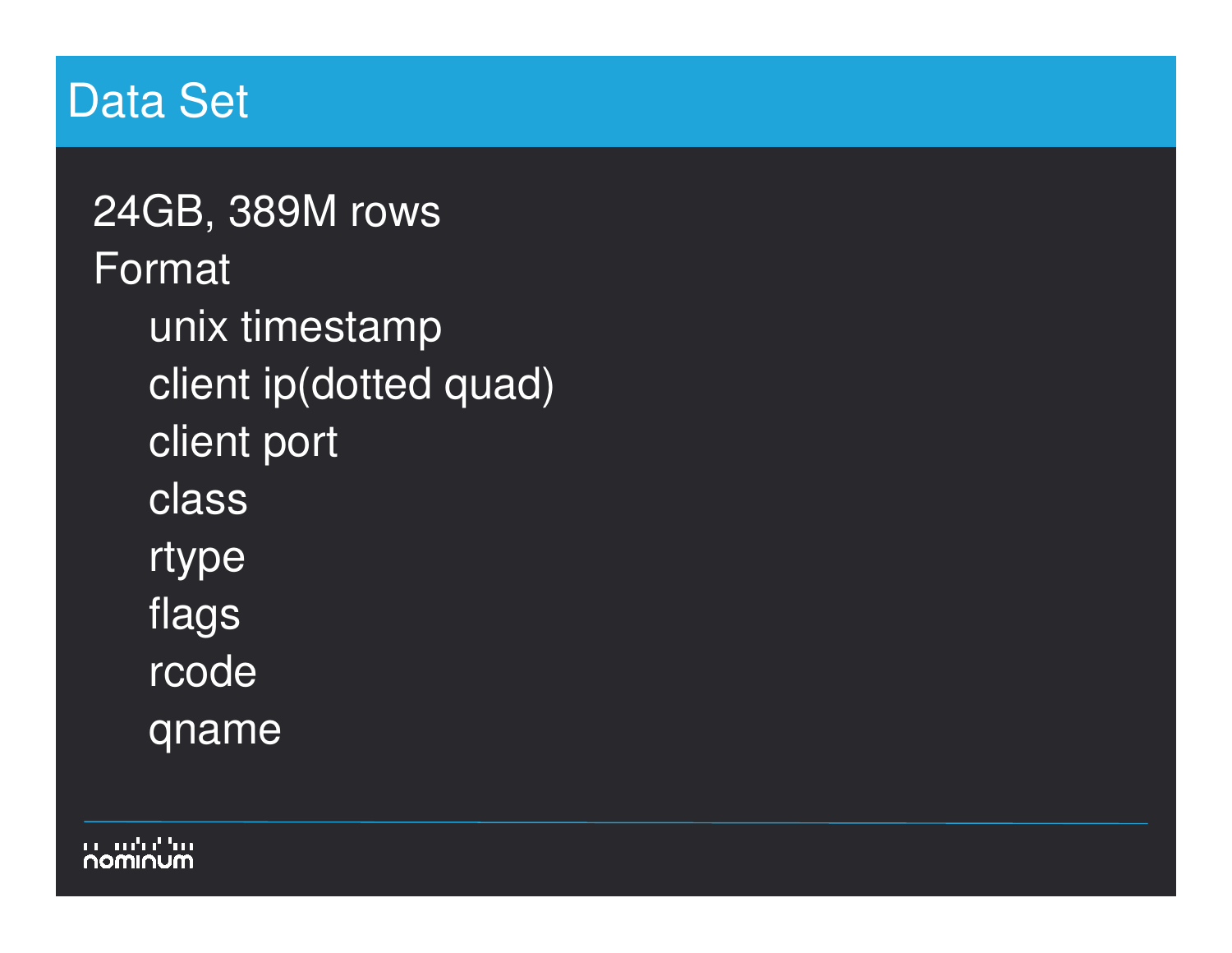# Data Set

24GB, 389M rows

Format

- unix timestamp
- client ip(dotted quad)
- client port
- class
- rtype
- flags
- rcode
- qname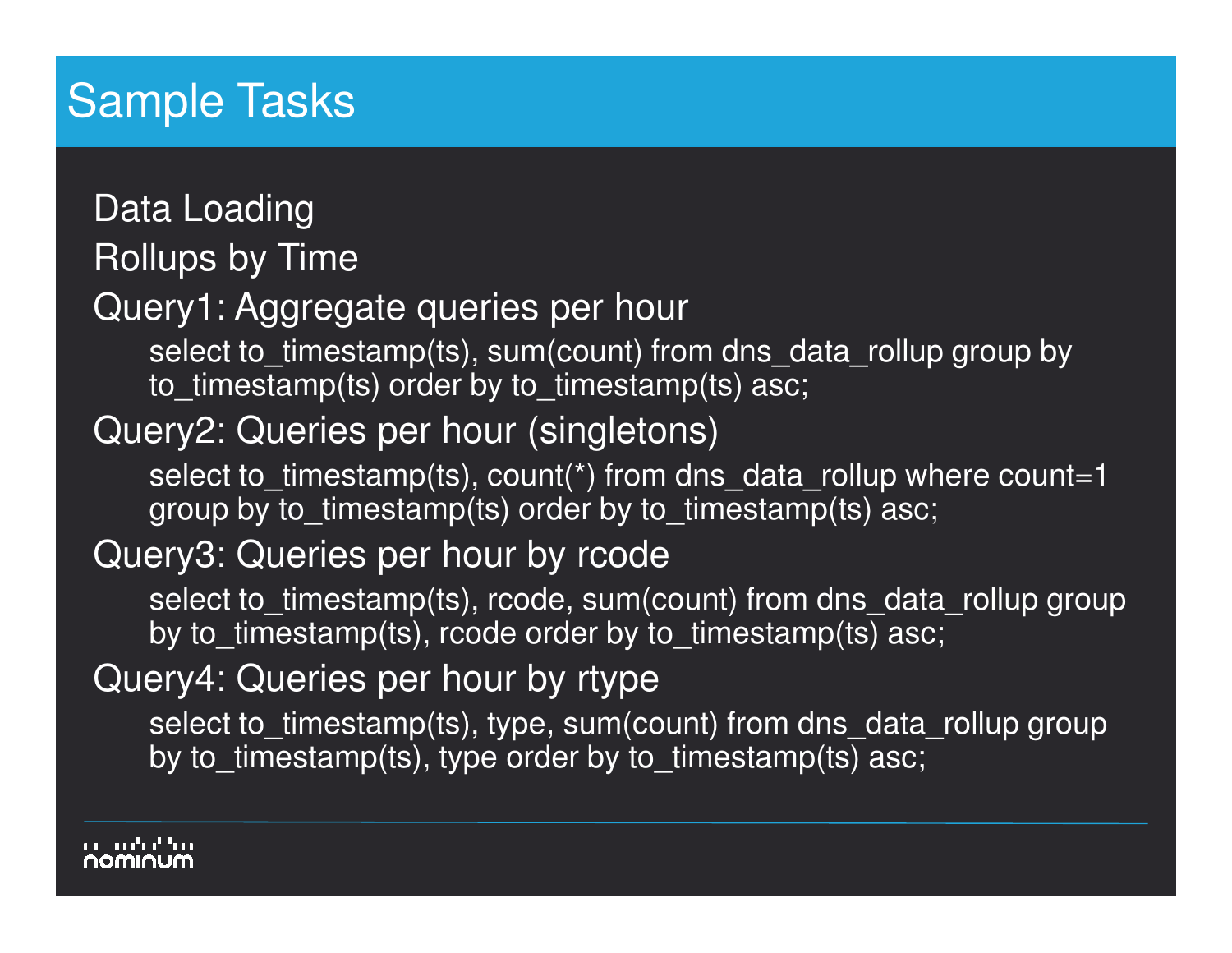# Sample Tasks

Data Loading

Rollups by Time

Query1: Aggregate queries per hour

```
select to_timestamp(ts), sum(count) from dns_data_rollup group by
to_timestamp(ts) order by to_timestamp(ts) asc;
```

Query2: Queries per hour (singletons)

```
select to_timestamp(ts), count(*) from dns_data_rollup where count=1
group by to_timestamp(ts) order by to_timestamp(ts) asc;
```

Query3: Queries per hour by rcode

```
select to_timestamp(ts), rcode, sum(count) from dns_data_rollup group
by to_timestamp(ts), rcode order by to_timestamp(ts) asc;
```

Query4: Queries per hour by rtype

```
select to_timestamp(ts), type, sum(count) from dns_data_rollup group
by to_timestamp(ts), type order by to_timestamp(ts) asc;
```

nominum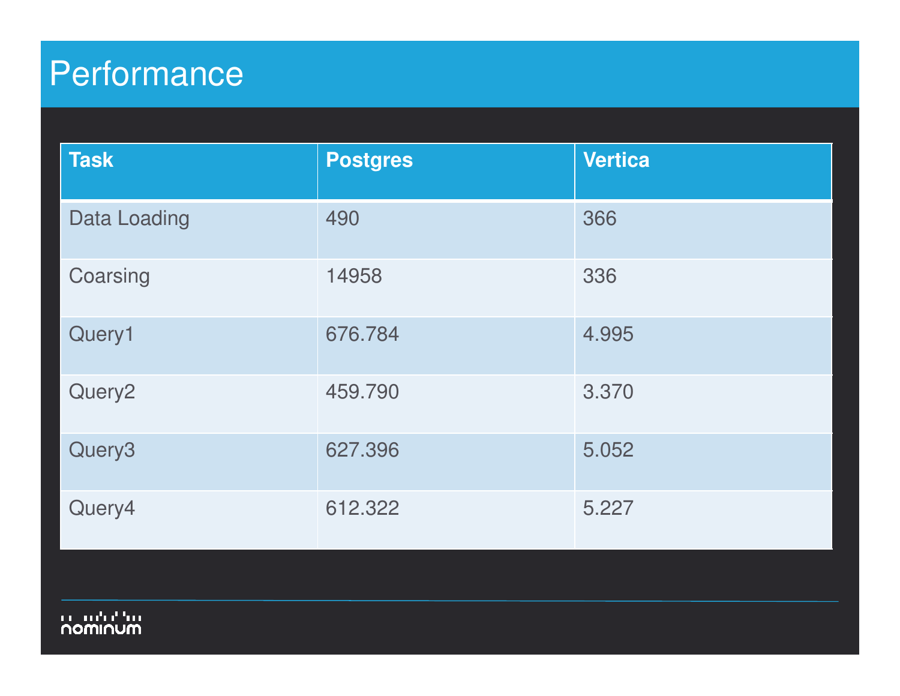# Performance

| Task | Postgres | Vertica |
| --- | --- | --- |
| Data Loading | 490 | 366 |
| Coarsing | 14958 | 336 |
| Query1 | 676.784 | 4.995 |
| Query2 | 459.790 | 3.370 |
| Query3 | 627.396 | 5.052 |
| Query4 | 612.322 | 5.227 |

nominum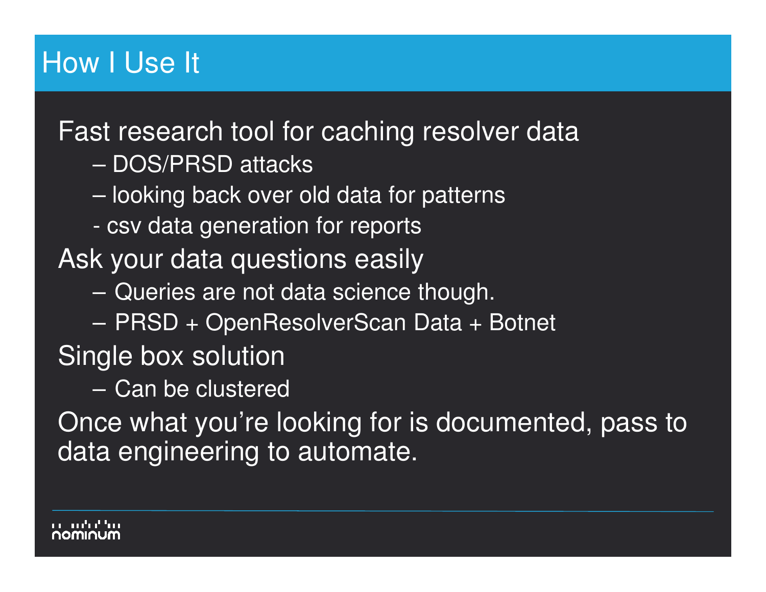# How I Use It

Fast research tool for caching resolver data

- – DOS/PRSD attacks
- – looking back over old data for patterns
- - csv data generation for reports

Ask your data questions easily

- – Queries are not data science though.
- – PRSD + OpenResolverScan Data + Botnet

Single box solution

- – Can be clustered

Once what you're looking for is documented, pass to data engineering to automate.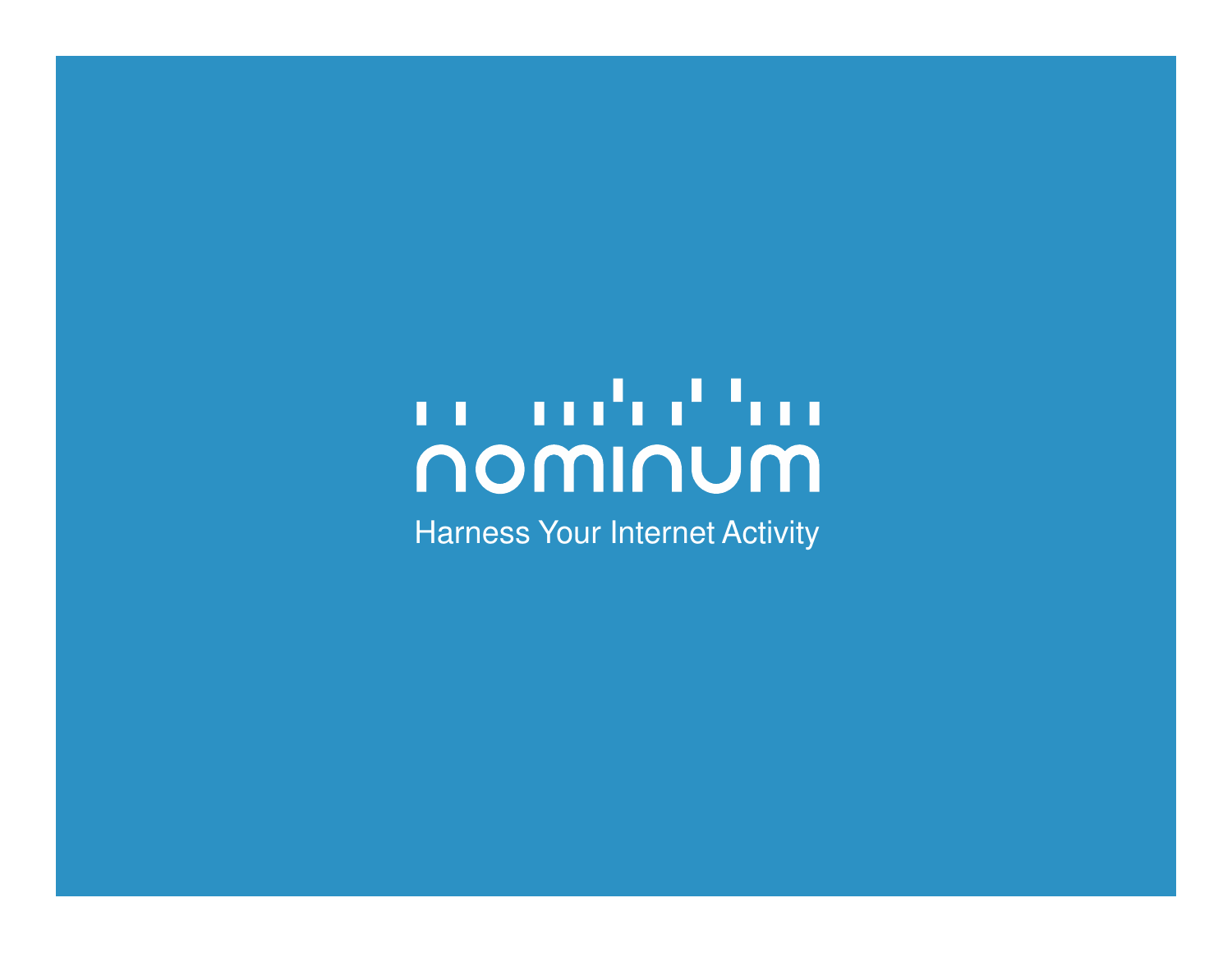nominum

Harness Your Internet Activity